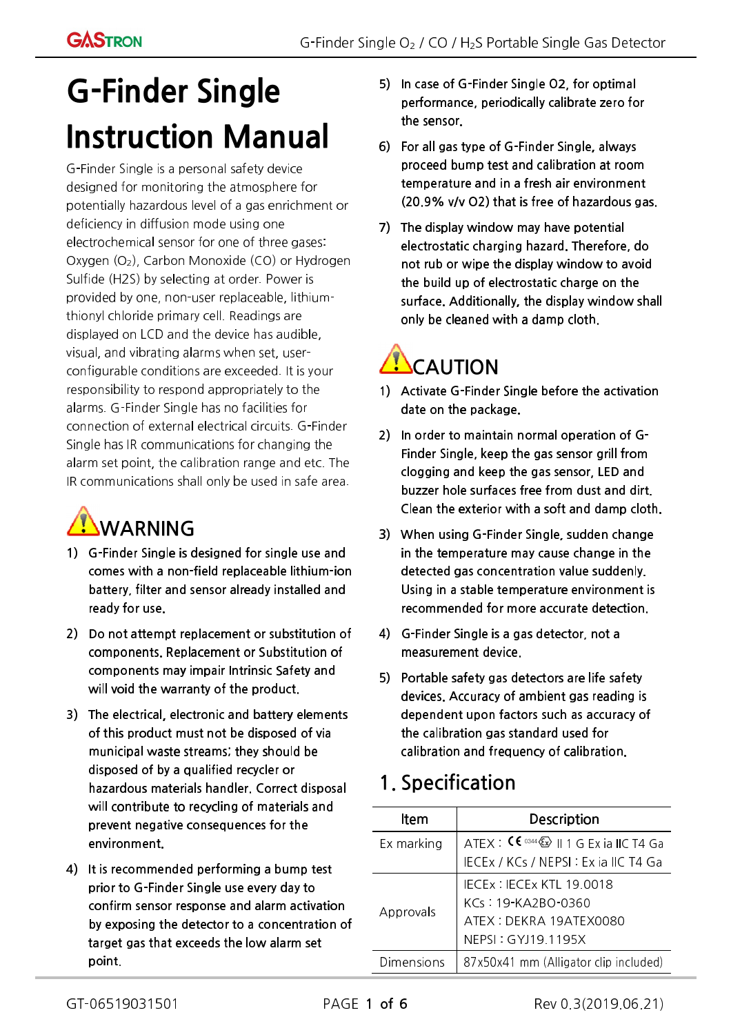# G-Finder Single Instruction Manual

G-Finder Single is a personal safety device designed for monitoring the atmosphere for potentially hazardous level of a gas enrichment or deficiency in diffusion mode using one electrochemical sensor for one of three gases: Oxygen ($O_2$), Carbon Monoxide (CO) or Hydrogen Sulfide (H2S) by selecting at order. Power is provided by one, non-user replaceable, lithium-thionyl chloride primary cell. Readings are displayed on LCD and the device has audible, visual, and vibrating alarms when set, user-configurable conditions are exceeded. It is your responsibility to respond appropriately to the alarms. G-Finder Single has no facilities for connection of external electrical circuits. G-Finder Single has IR communications for changing the alarm set point, the calibration range and etc. The IR communications shall only be used in safe area.

## WARNING

1) G-Finder Single is designed for single use and comes with a non-field replaceable lithium-ion battery, filter and sensor already installed and ready for use.
2) Do not attempt replacement or substitution of components. Replacement or Substitution of components may impair Intrinsic Safety and will void the warranty of the product.
3) The electrical, electronic and battery elements of this product must not be disposed of via municipal waste streams; they should be disposed of by a qualified recycler or hazardous materials handler. Correct disposal will contribute to recycling of materials and prevent negative consequences for the environment.
4) It is recommended performing a bump test prior to G-Finder Single use every day to confirm sensor response and alarm activation by exposing the detector to a concentration of target gas that exceeds the low alarm set point.
5) In case of G-Finder Single O2, for optimal performance, periodically calibrate zero for the sensor.
6) For all gas type of G-Finder Single, always proceed bump test and calibration at room temperature and in a fresh air environment (20.9% v/v O2) that is free of hazardous gas.
7) The display window may have potential electrostatic charging hazard. Therefore, do not rub or wipe the display window to avoid the build up of electrostatic charge on the surface. Additionally, the display window shall only be cleaned with a damp cloth.

## CAUTION

1) Activate G-Finder Single before the activation date on the package.
2) In order to maintain normal operation of G-Finder Single, keep the gas sensor grill from clogging and keep the gas sensor, LED and buzzer hole surfaces free from dust and dirt. Clean the exterior with a soft and damp cloth.
3) When using G-Finder Single, sudden change in the temperature may cause change in the detected gas concentration value suddenly. Using in a stable temperature environment is recommended for more accurate detection.
4) G-Finder Single is a gas detector, not a measurement device.
5) Portable safety gas detectors are life safety devices. Accuracy of ambient gas reading is dependent upon factors such as accuracy of the calibration gas standard used for calibration and frequency of calibration.

## 1. Specification

| Item | Description |
| --- | --- |
| Ex marking | ATEX : CE 0344 Ex II 1 G Ex ia IIC T4 Ga<br>IECEx / KCs / NEPSI : Ex ia IIC T4 Ga |
| Approvals | IECEx : IECEx KTL 19.0018<br>KCs : 19-KA2BO-0360<br>ATEX : DEKRA 19ATEX0080<br>NEPSI : GYJ19.1195X |
| Dimensions | 87x50x41 mm (Alligator clip included) |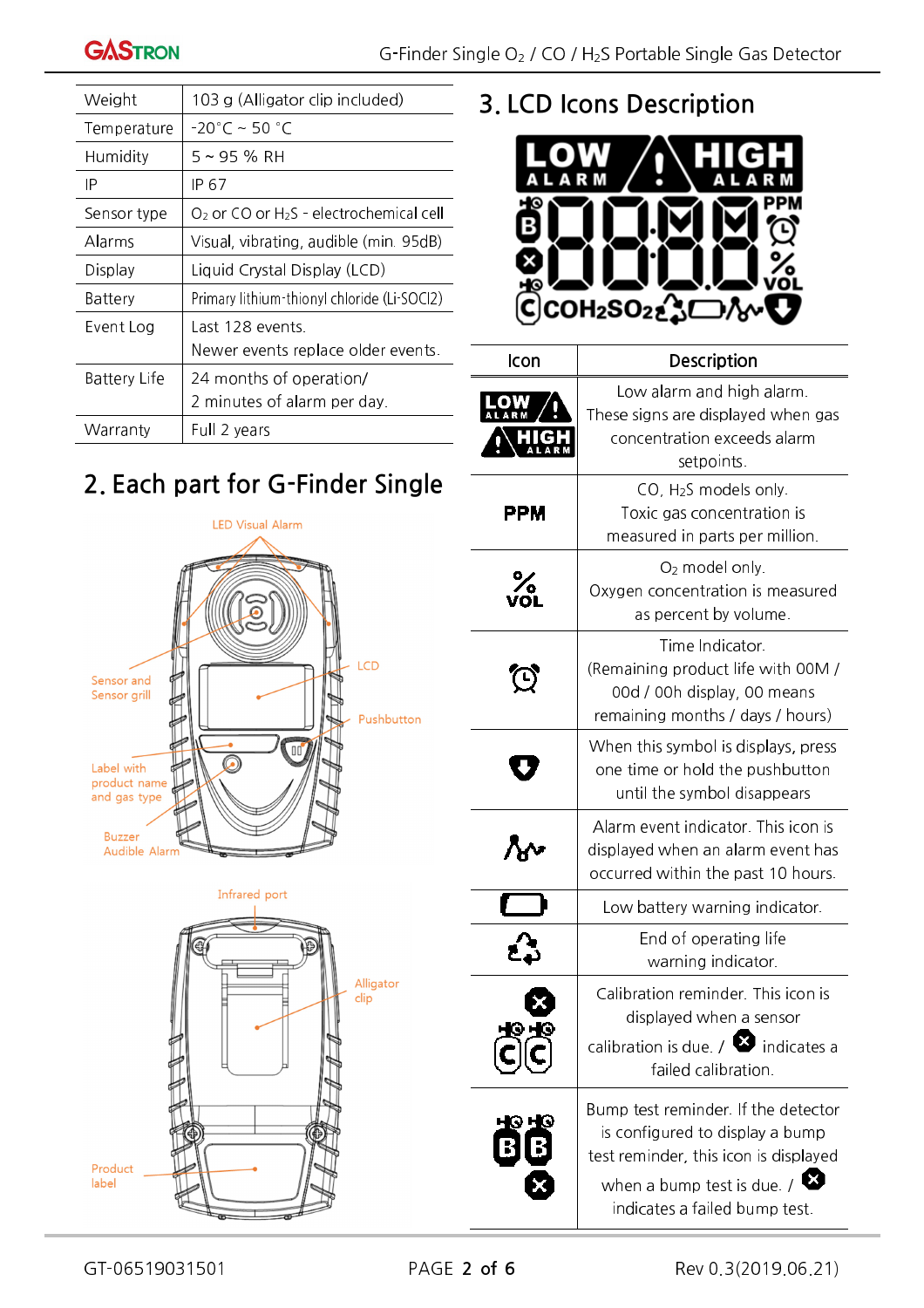| Weight | 103 g (Alligator clip included) |
|---|---|
| Temperature | -20˚C ~ 50 ˚C |
| Humidity | 5 ~ 95 % RH |
| IP | IP 67 |
| Sensor type | $O_2$ or CO or $H_2S$ - electrochemical cell |
| Alarms | Visual, vibrating, audible (min. 95dB) |
| Display | Liquid Crystal Display (LCD) |
| Battery | Primary lithium-thionyl chloride (Li-SOCl2) |
| Event Log | Last 128 events. Newer events replace older events. |
| Battery Life | 24 months of operation/ 2 minutes of alarm per day. |
| Warranty | Full 2 years |

## 2. Each part for G-Finder Single

LED Visual Alarm

Sensor and Sensor grill

LCD

Pushbutton

Label with product name and gas type

Buzzer Audible Alarm

Infrared port

Alligator clip

Product label

## 3. LCD Icons Description

| Icon | Description |
|---|---|
| LOW ALARM / HIGH ALARM | Low alarm and high alarm. These signs are displayed when gas concentration exceeds alarm setpoints. |
| PPM | CO, $H_2S$ models only. Toxic gas concentration is measured in parts per million. |
| % VOL | $O_2$ model only. Oxygen concentration is measured as percent by volume. |
| (Alarm clock) | Time Indicator. (Remaining product life with 00M / 00d / 00h display, 00 means remaining months / days / hours) |
| (Shield with down arrow) | When this symbol is displays, press one time or hold the pushbutton until the symbol disappears |
| (Alarm event) | Alarm event indicator. This icon is displayed when an alarm event has occurred within the past 10 hours. |
| (Battery) | Low battery warning indicator. |
| (Recycle) | End of operating life warning indicator. |
| (C) | Calibration reminder. This icon is displayed when a sensor calibration is due. / ✖ indicates a failed calibration. |
| (B) | Bump test reminder. If the detector is configured to display a bump test reminder, this icon is displayed when a bump test is due. / ✖ indicates a failed bump test. |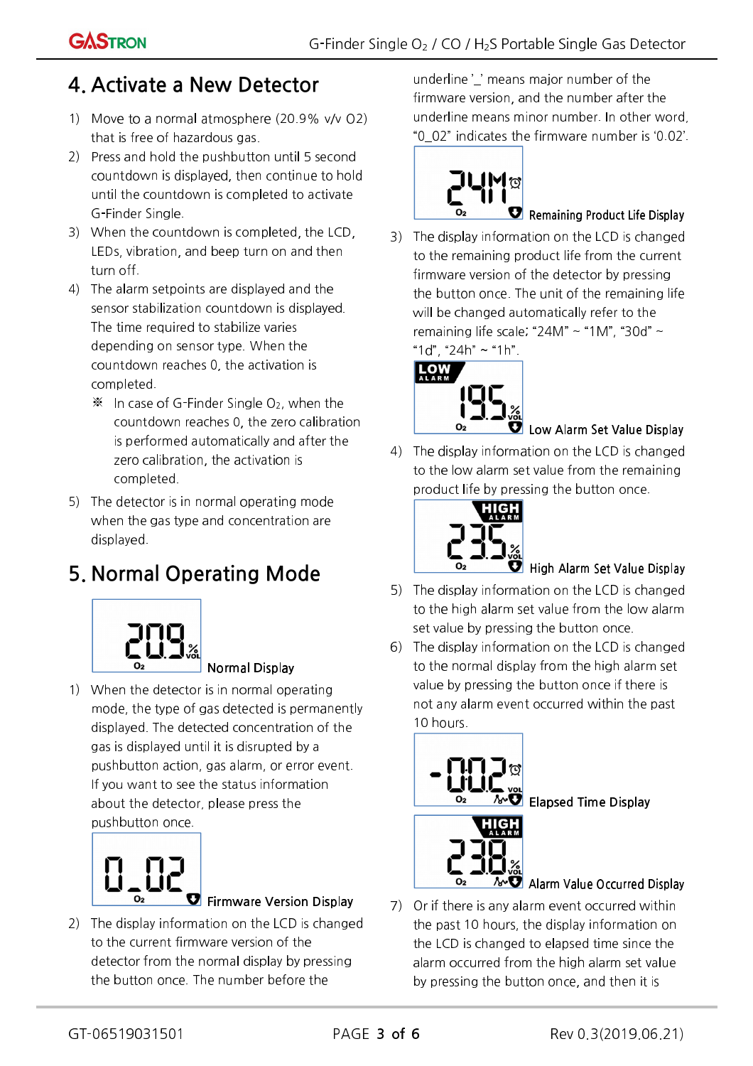## 4. Activate a New Detector

1) Move to a normal atmosphere (20.9% v/v O2) that is free of hazardous gas.
2) Press and hold the pushbutton until 5 second countdown is displayed, then continue to hold until the countdown is completed to activate G-Finder Single.
3) When the countdown is completed, the LCD, LEDs, vibration, and beep turn on and then turn off.
4) The alarm setpoints are displayed and the sensor stabilization countdown is displayed. The time required to stabilize varies depending on sensor type. When the countdown reaches 0, the activation is completed.

   ※ In case of G-Finder Single $O_2$, when the countdown reaches 0, the zero calibration is performed automatically and after the zero calibration, the activation is completed.

5) The detector is in normal operating mode when the gas type and concentration are displayed.

## 5. Normal Operating Mode

Normal Display

1) When the detector is in normal operating mode, the type of gas detected is permanently displayed. The detected concentration of the gas is displayed until it is disrupted by a pushbutton action, gas alarm, or error event. If you want to see the status information about the detector, please press the pushbutton once.

Firmware Version Display

2) The display information on the LCD is changed to the current firmware version of the detector from the normal display by pressing the button once. The number before the underline '_' means major number of the firmware version, and the number after the underline means minor number. In other word, "0_02" indicates the firmware number is '0.02'.

Remaining Product Life Display

3) The display information on the LCD is changed to the remaining product life from the current firmware version of the detector by pressing the button once. The unit of the remaining life will be changed automatically refer to the remaining life scale; "24M" ~ "1M", "30d" ~ "1d", "24h" ~ "1h".

Low Alarm Set Value Display

4) The display information on the LCD is changed to the low alarm set value from the remaining product life by pressing the button once.

High Alarm Set Value Display

5) The display information on the LCD is changed to the high alarm set value from the low alarm set value by pressing the button once.
6) The display information on the LCD is changed to the normal display from the high alarm set value by pressing the button once if there is not any alarm event occurred within the past 10 hours.

Elapsed Time Display

Alarm Value Occurred Display

7) Or if there is any alarm event occurred within the past 10 hours, the display information on the LCD is changed to elapsed time since the alarm occurred from the high alarm set value by pressing the button once, and then it is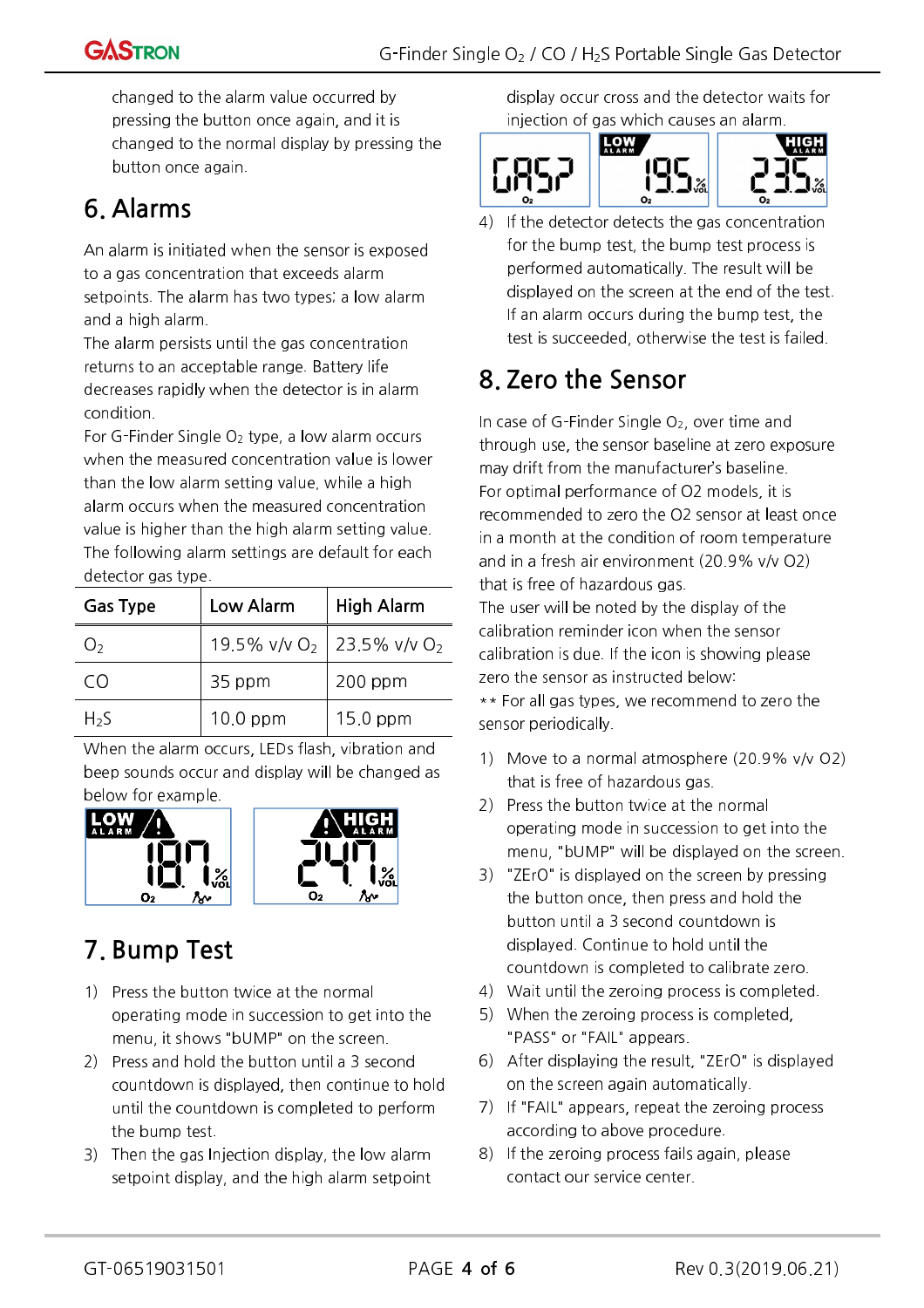changed to the alarm value occurred by pressing the button once again, and it is changed to the normal display by pressing the button once again.

## 6. Alarms

An alarm is initiated when the sensor is exposed to a gas concentration that exceeds alarm setpoints. The alarm has two types; a low alarm and a high alarm.
The alarm persists until the gas concentration returns to an acceptable range. Battery life decreases rapidly when the detector is in alarm condition.
For G-Finder Single $O_2$ type, a low alarm occurs when the measured concentration value is lower than the low alarm setting value, while a high alarm occurs when the measured concentration value is higher than the high alarm setting value.
The following alarm settings are default for each detector gas type.

| Gas Type | Low Alarm | High Alarm |
|---|---|---|
| $O_2$ | 19.5% v/v $O_2$ | 23.5% v/v $O_2$ |
| CO | 35 ppm | 200 ppm |
| $H_2S$ | 10.0 ppm | 15.0 ppm |

When the alarm occurs, LEDs flash, vibration and beep sounds occur and display will be changed as below for example.

## 7. Bump Test

1) Press the button twice at the normal operating mode in succession to get into the menu, it shows "bUMP" on the screen.
2) Press and hold the button until a 3 second countdown is displayed, then continue to hold until the countdown is completed to perform the bump test.
3) Then the gas Injection display, the low alarm setpoint display, and the high alarm setpoint display occur cross and the detector waits for injection of gas which causes an alarm.
4) If the detector detects the gas concentration for the bump test, the bump test process is performed automatically. The result will be displayed on the screen at the end of the test. If an alarm occurs during the bump test, the test is succeeded, otherwise the test is failed.

## 8. Zero the Sensor

In case of G-Finder Single $O_2$, over time and through use, the sensor baseline at zero exposure may drift from the manufacturer's baseline.
For optimal performance of O2 models, it is recommended to zero the O2 sensor at least once in a month at the condition of room temperature and in a fresh air environment (20.9% v/v O2) that is free of hazardous gas.
The user will be noted by the display of the calibration reminder icon when the sensor calibration is due. If the icon is showing please zero the sensor as instructed below:
** For all gas types, we recommend to zero the sensor periodically.

1) Move to a normal atmosphere (20.9% v/v O2) that is free of hazardous gas.
2) Press the button twice at the normal operating mode in succession to get into the menu, "bUMP" will be displayed on the screen.
3) "ZErO" is displayed on the screen by pressing the button once, then press and hold the button until a 3 second countdown is displayed. Continue to hold until the countdown is completed to calibrate zero.
4) Wait until the zeroing process is completed.
5) When the zeroing process is completed, "PASS" or "FAIL" appears.
6) After displaying the result, "ZErO" is displayed on the screen again automatically.
7) If "FAIL" appears, repeat the zeroing process according to above procedure.
8) If the zeroing process fails again, please contact our service center.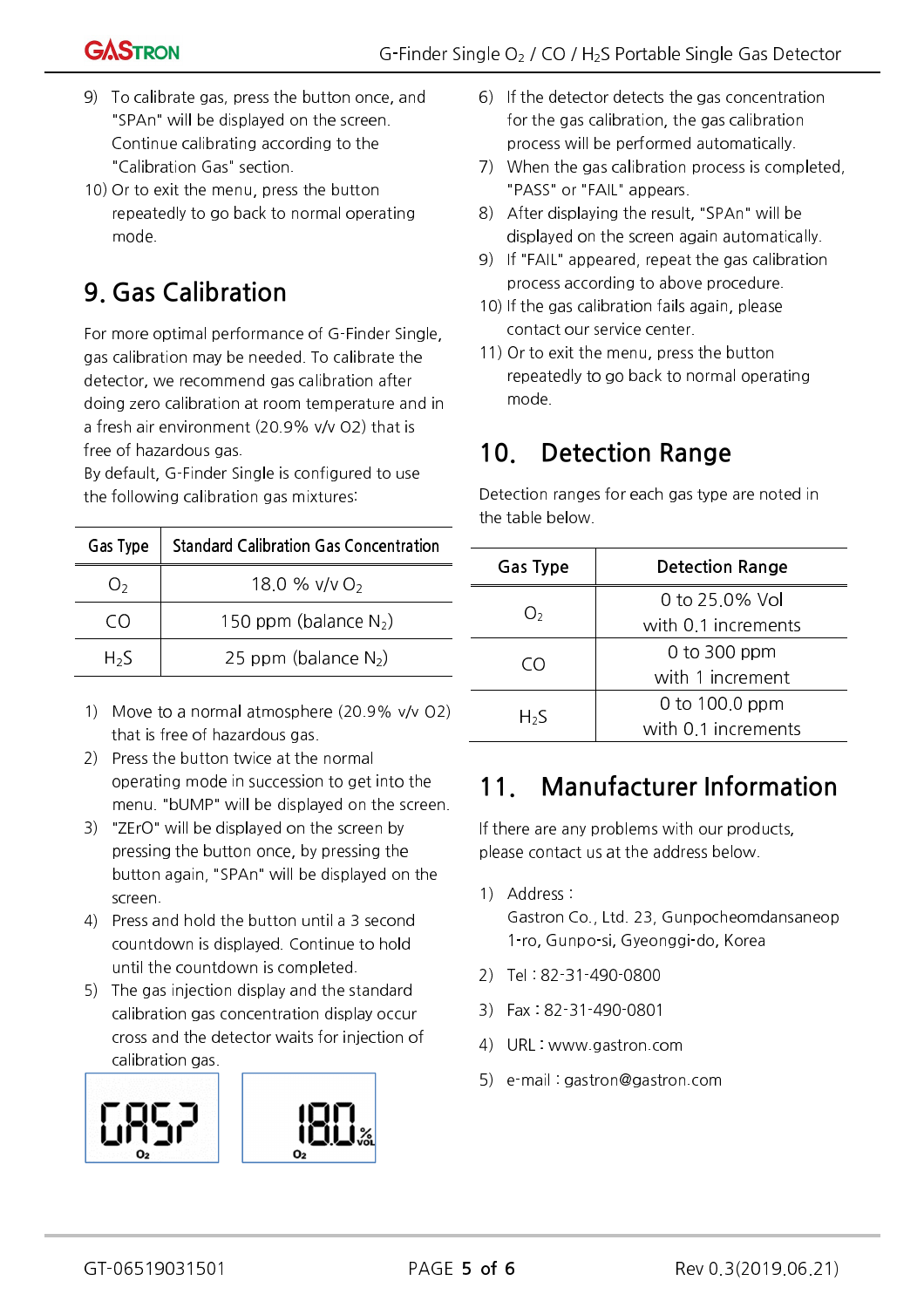9) To calibrate gas, press the button once, and "SPAn" will be displayed on the screen. Continue calibrating according to the "Calibration Gas" section.
10) Or to exit the menu, press the button repeatedly to go back to normal operating mode.

# 9. Gas Calibration

For more optimal performance of G-Finder Single, gas calibration may be needed. To calibrate the detector, we recommend gas calibration after doing zero calibration at room temperature and in a fresh air environment (20.9% v/v O2) that is free of hazardous gas.
By default, G-Finder Single is configured to use the following calibration gas mixtures:

| Gas Type | Standard Calibration Gas Concentration |
|---|---|
| $O_2$ | 18.0 % v/v $O_2$ |
| CO | 150 ppm (balance $N_2$) |
| $H_2S$ | 25 ppm (balance $N_2$) |

1) Move to a normal atmosphere (20.9% v/v O2) that is free of hazardous gas.
2) Press the button twice at the normal operating mode in succession to get into the menu. "bUMP" will be displayed on the screen.
3) "ZErO" will be displayed on the screen by pressing the button once, by pressing the button again, "SPAn" will be displayed on the screen.
4) Press and hold the button until a 3 second countdown is displayed. Continue to hold until the countdown is completed.
5) The gas injection display and the standard calibration gas concentration display occur cross and the detector waits for injection of calibration gas.

GAS? O2 | 18.0 %VOL O2

6) If the detector detects the gas concentration for the gas calibration, the gas calibration process will be performed automatically.
7) When the gas calibration process is completed, "PASS" or "FAIL" appears.
8) After displaying the result, "SPAn" will be displayed on the screen again automatically.
9) If "FAIL" appeared, repeat the gas calibration process according to above procedure.
10) If the gas calibration fails again, please contact our service center.
11) Or to exit the menu, press the button repeatedly to go back to normal operating mode.

# 10. Detection Range

Detection ranges for each gas type are noted in the table below.

| Gas Type | Detection Range |
|---|---|
| $O_2$ | 0 to 25.0% Vol with 0.1 increments |
| CO | 0 to 300 ppm with 1 increment |
| $H_2S$ | 0 to 100.0 ppm with 0.1 increments |

# 11. Manufacturer Information

If there are any problems with our products, please contact us at the address below.

1) Address :
   Gastron Co., Ltd. 23, Gunpocheomdansaneop 1-ro, Gunpo-si, Gyeonggi-do, Korea
2) Tel : 82-31-490-0800
3) Fax : 82-31-490-0801
4) URL : www.gastron.com
5) e-mail : gastron@gastron.com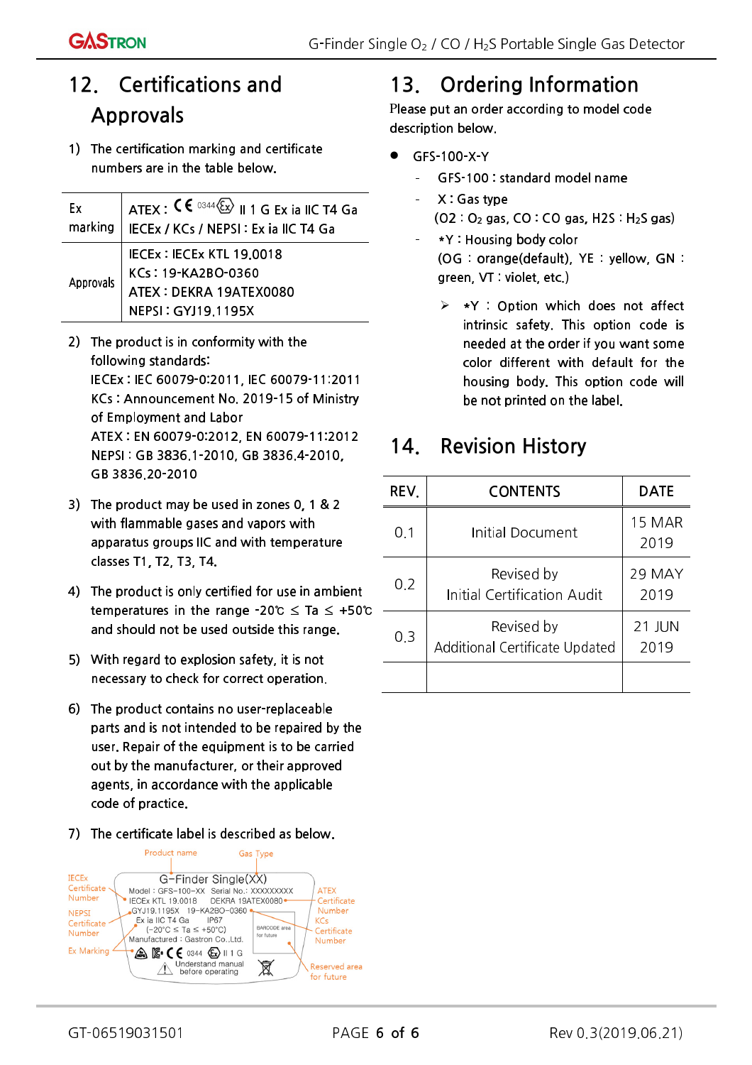## 12. Certifications and Approvals

1) The certification marking and certificate numbers are in the table below.

| | |
|---|---|
| Ex marking | ATEX : CE 0344 Ex II 1 G Ex ia IIC T4 Ga<br>IECEx / KCs / NEPSI : Ex ia IIC T4 Ga |
| Approvals | IECEx : IECEx KTL 19.0018<br>KCs : 19-KA2BO-0360<br>ATEX : DEKRA 19ATEX0080<br>NEPSI : GYJ19.1195X |

2) The product is in conformity with the following standards:
   IECEx : IEC 60079-0:2011, IEC 60079-11:2011
   KCs : Announcement No. 2019-15 of Ministry of Employment and Labor
   ATEX : EN 60079-0:2012, EN 60079-11:2012
   NEPSI : GB 3836.1-2010, GB 3836.4-2010, GB 3836.20-2010

3) The product may be used in zones 0, 1 & 2 with flammable gases and vapors with apparatus groups IIC and with temperature classes T1, T2, T3, T4.

4) The product is only certified for use in ambient temperatures in the range -20℃ ≤ Ta ≤ +50℃ and should not be used outside this range.

5) With regard to explosion safety, it is not necessary to check for correct operation.

6) The product contains no user-replaceable parts and is not intended to be repaired by the user. Repair of the equipment is to be carried out by the manufacturer, or their approved agents, in accordance with the applicable code of practice.

7) The certificate label is described as below.

Product name
Gas Type
IECEx Certificate Number
NEPSI Certificate Number
Ex Marking
ATEX Certificate Number
KCs Certificate Number
Reserved area for future

G-Finder Single(XX)
Model : GFS-100-XX Serial No.: XXXXXXXXX
IECEx KTL 19.0018 DEKRA 19ATEX0080
GYJ19.1195X 19-KA2BO-0360
Ex ia IIC T4 Ga IP67
(-20°C ≤ Ta ≤ +50°C)
Manufactured : Gastron Co.,Ltd.
BARCODE area for future
CE 0344 II 1 G
Understand manual before operating

## 13. Ordering Information

Please put an order according to model code description below.

- GFS-100-X-Y
  - GFS-100 : standard model name
  - X : Gas type
    (O2 : $O_2$ gas, CO : CO gas, H2S : $H_2S$ gas)
  - *Y : Housing body color
    (OG : orange(default), YE : yellow, GN : green, VT : violet, etc.)
    - *Y : Option which does not affect intrinsic safety. This option code is needed at the order if you want some color different with default for the housing body. This option code will be not printed on the label.

## 14. Revision History

| REV. | CONTENTS | DATE |
|---|---|---|
| 0.1 | Initial Document | 15 MAR 2019 |
| 0.2 | Revised by Initial Certification Audit | 29 MAY 2019 |
| 0.3 | Revised by Additional Certificate Updated | 21 JUN 2019 |
| | | |